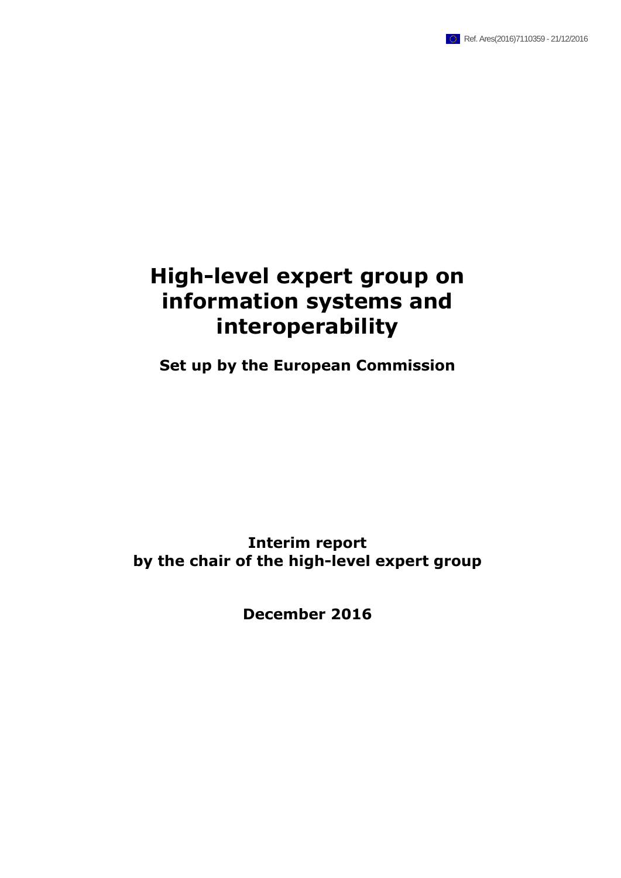Ref. Ares(2016)7110359 - 21/12/2016

# High-level expert group on information systems and interoperability

**Set up by the European Commission**

**Interim report**
**by the chair of the high-level expert group**

**December 2016**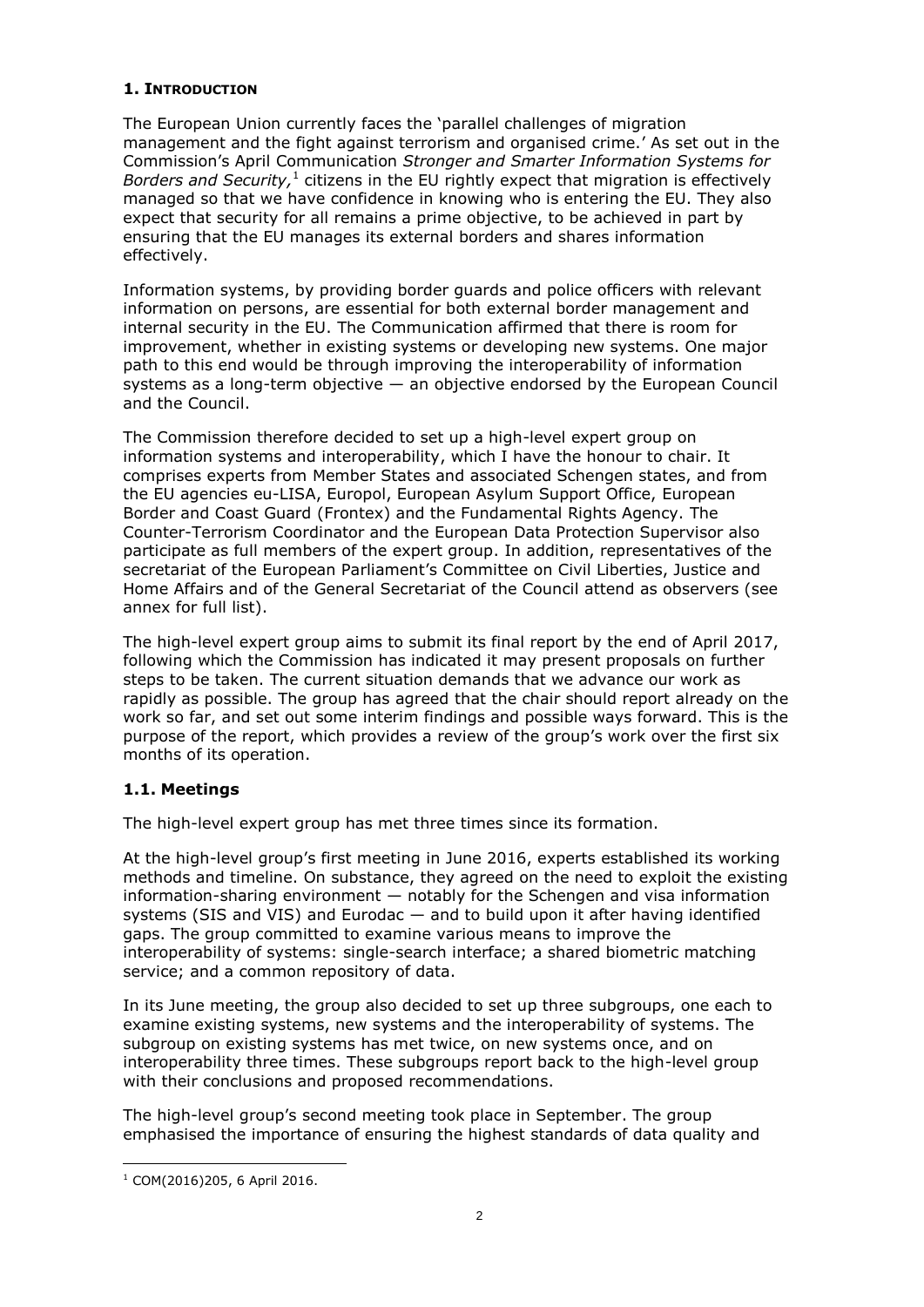## 1. Introduction

The European Union currently faces the 'parallel challenges of migration management and the fight against terrorism and organised crime.' As set out in the Commission's April Communication *Stronger and Smarter Information Systems for Borders and Security,*[1] citizens in the EU rightly expect that migration is effectively managed so that we have confidence in knowing who is entering the EU. They also expect that security for all remains a prime objective, to be achieved in part by ensuring that the EU manages its external borders and shares information effectively.

Information systems, by providing border guards and police officers with relevant information on persons, are essential for both external border management and internal security in the EU. The Communication affirmed that there is room for improvement, whether in existing systems or developing new systems. One major path to this end would be through improving the interoperability of information systems as a long-term objective — an objective endorsed by the European Council and the Council.

The Commission therefore decided to set up a high-level expert group on information systems and interoperability, which I have the honour to chair. It comprises experts from Member States and associated Schengen states, and from the EU agencies eu-LISA, Europol, European Asylum Support Office, European Border and Coast Guard (Frontex) and the Fundamental Rights Agency. The Counter-Terrorism Coordinator and the European Data Protection Supervisor also participate as full members of the expert group. In addition, representatives of the secretariat of the European Parliament's Committee on Civil Liberties, Justice and Home Affairs and of the General Secretariat of the Council attend as observers (see annex for full list).

The high-level expert group aims to submit its final report by the end of April 2017, following which the Commission has indicated it may present proposals on further steps to be taken. The current situation demands that we advance our work as rapidly as possible. The group has agreed that the chair should report already on the work so far, and set out some interim findings and possible ways forward. This is the purpose of the report, which provides a review of the group's work over the first six months of its operation.

### 1.1. Meetings

The high-level expert group has met three times since its formation.

At the high-level group's first meeting in June 2016, experts established its working methods and timeline. On substance, they agreed on the need to exploit the existing information-sharing environment — notably for the Schengen and visa information systems (SIS and VIS) and Eurodac — and to build upon it after having identified gaps. The group committed to examine various means to improve the interoperability of systems: single-search interface; a shared biometric matching service; and a common repository of data.

In its June meeting, the group also decided to set up three subgroups, one each to examine existing systems, new systems and the interoperability of systems. The subgroup on existing systems has met twice, on new systems once, and on interoperability three times. These subgroups report back to the high-level group with their conclusions and proposed recommendations.

The high-level group's second meeting took place in September. The group emphasised the importance of ensuring the highest standards of data quality and

[1] COM(2016)205, 6 April 2016.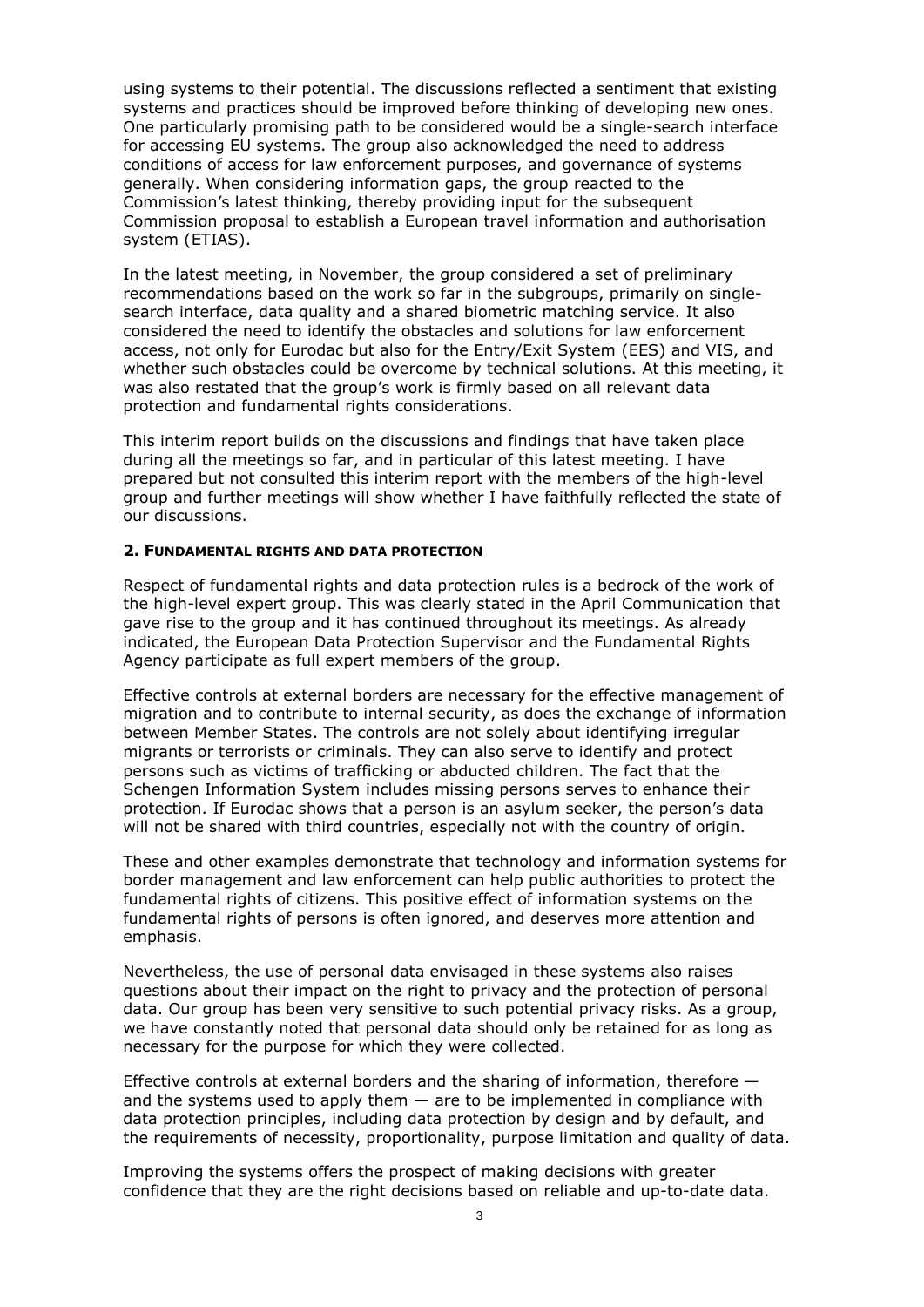using systems to their potential. The discussions reflected a sentiment that existing systems and practices should be improved before thinking of developing new ones. One particularly promising path to be considered would be a single-search interface for accessing EU systems. The group also acknowledged the need to address conditions of access for law enforcement purposes, and governance of systems generally. When considering information gaps, the group reacted to the Commission's latest thinking, thereby providing input for the subsequent Commission proposal to establish a European travel information and authorisation system (ETIAS).

In the latest meeting, in November, the group considered a set of preliminary recommendations based on the work so far in the subgroups, primarily on single-search interface, data quality and a shared biometric matching service. It also considered the need to identify the obstacles and solutions for law enforcement access, not only for Eurodac but also for the Entry/Exit System (EES) and VIS, and whether such obstacles could be overcome by technical solutions. At this meeting, it was also restated that the group's work is firmly based on all relevant data protection and fundamental rights considerations.

This interim report builds on the discussions and findings that have taken place during all the meetings so far, and in particular of this latest meeting. I have prepared but not consulted this interim report with the members of the high-level group and further meetings will show whether I have faithfully reflected the state of our discussions.

## 2. FUNDAMENTAL RIGHTS AND DATA PROTECTION

Respect of fundamental rights and data protection rules is a bedrock of the work of the high-level expert group. This was clearly stated in the April Communication that gave rise to the group and it has continued throughout its meetings. As already indicated, the European Data Protection Supervisor and the Fundamental Rights Agency participate as full expert members of the group.

Effective controls at external borders are necessary for the effective management of migration and to contribute to internal security, as does the exchange of information between Member States. The controls are not solely about identifying irregular migrants or terrorists or criminals. They can also serve to identify and protect persons such as victims of trafficking or abducted children. The fact that the Schengen Information System includes missing persons serves to enhance their protection. If Eurodac shows that a person is an asylum seeker, the person's data will not be shared with third countries, especially not with the country of origin.

These and other examples demonstrate that technology and information systems for border management and law enforcement can help public authorities to protect the fundamental rights of citizens. This positive effect of information systems on the fundamental rights of persons is often ignored, and deserves more attention and emphasis.

Nevertheless, the use of personal data envisaged in these systems also raises questions about their impact on the right to privacy and the protection of personal data. Our group has been very sensitive to such potential privacy risks. As a group, we have constantly noted that personal data should only be retained for as long as necessary for the purpose for which they were collected.

Effective controls at external borders and the sharing of information, therefore — and the systems used to apply them — are to be implemented in compliance with data protection principles, including data protection by design and by default, and the requirements of necessity, proportionality, purpose limitation and quality of data.

Improving the systems offers the prospect of making decisions with greater confidence that they are the right decisions based on reliable and up-to-date data.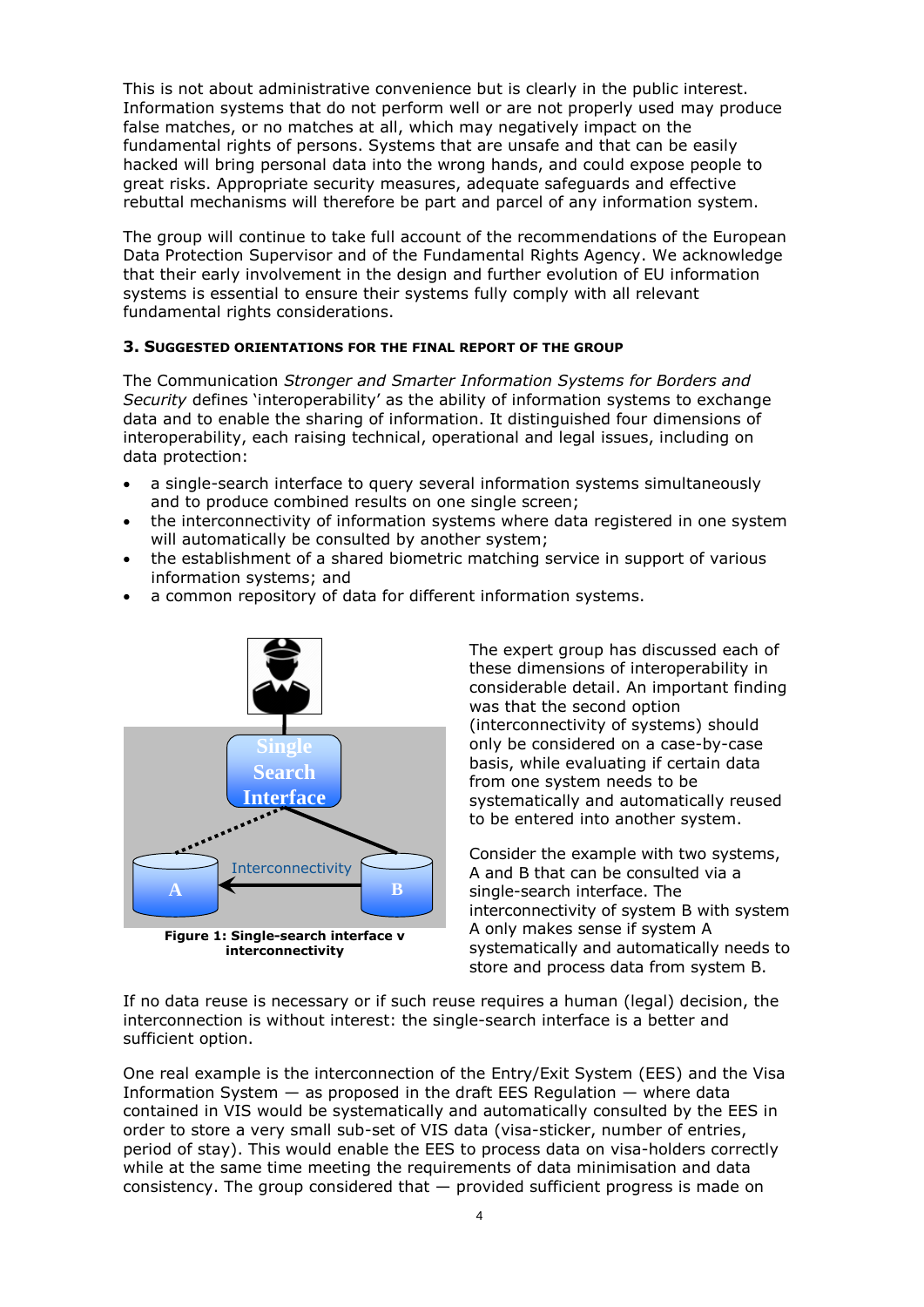This is not about administrative convenience but is clearly in the public interest. Information systems that do not perform well or are not properly used may produce false matches, or no matches at all, which may negatively impact on the fundamental rights of persons. Systems that are unsafe and that can be easily hacked will bring personal data into the wrong hands, and could expose people to great risks. Appropriate security measures, adequate safeguards and effective rebuttal mechanisms will therefore be part and parcel of any information system.

The group will continue to take full account of the recommendations of the European Data Protection Supervisor and of the Fundamental Rights Agency. We acknowledge that their early involvement in the design and further evolution of EU information systems is essential to ensure their systems fully comply with all relevant fundamental rights considerations.

### 3. SUGGESTED ORIENTATIONS FOR THE FINAL REPORT OF THE GROUP

The Communication *Stronger and Smarter Information Systems for Borders and Security* defines 'interoperability' as the ability of information systems to exchange data and to enable the sharing of information. It distinguished four dimensions of interoperability, each raising technical, operational and legal issues, including on data protection:

- a single-search interface to query several information systems simultaneously and to produce combined results on one single screen;
- the interconnectivity of information systems where data registered in one system will automatically be consulted by another system;
- the establishment of a shared biometric matching service in support of various information systems; and
- a common repository of data for different information systems.

**Figure 1: Single-search interface v interconnectivity**

The expert group has discussed each of these dimensions of interoperability in considerable detail. An important finding was that the second option (interconnectivity of systems) should only be considered on a case-by-case basis, while evaluating if certain data from one system needs to be systematically and automatically reused to be entered into another system.

Consider the example with two systems, A and B that can be consulted via a single-search interface. The interconnectivity of system B with system A only makes sense if system A systematically and automatically needs to store and process data from system B.

If no data reuse is necessary or if such reuse requires a human (legal) decision, the interconnection is without interest: the single-search interface is a better and sufficient option.

One real example is the interconnection of the Entry/Exit System (EES) and the Visa Information System — as proposed in the draft EES Regulation — where data contained in VIS would be systematically and automatically consulted by the EES in order to store a very small sub-set of VIS data (visa-sticker, number of entries, period of stay). This would enable the EES to process data on visa-holders correctly while at the same time meeting the requirements of data minimisation and data consistency. The group considered that — provided sufficient progress is made on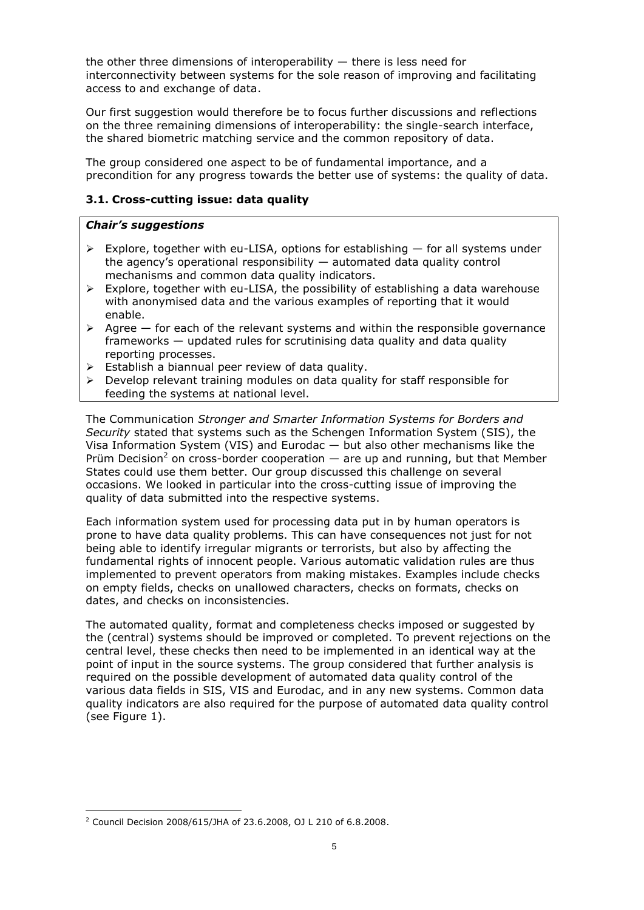the other three dimensions of interoperability — there is less need for interconnectivity between systems for the sole reason of improving and facilitating access to and exchange of data.

Our first suggestion would therefore be to focus further discussions and reflections on the three remaining dimensions of interoperability: the single-search interface, the shared biometric matching service and the common repository of data.

The group considered one aspect to be of fundamental importance, and a precondition for any progress towards the better use of systems: the quality of data.

### 3.1. Cross-cutting issue: data quality

***Chair's suggestions***

- Explore, together with eu-LISA, options for establishing — for all systems under the agency's operational responsibility — automated data quality control mechanisms and common data quality indicators.
- Explore, together with eu-LISA, the possibility of establishing a data warehouse with anonymised data and the various examples of reporting that it would enable.
- Agree — for each of the relevant systems and within the responsible governance frameworks — updated rules for scrutinising data quality and data quality reporting processes.
- Establish a biannual peer review of data quality.
- Develop relevant training modules on data quality for staff responsible for feeding the systems at national level.

The Communication *Stronger and Smarter Information Systems for Borders and Security* stated that systems such as the Schengen Information System (SIS), the Visa Information System (VIS) and Eurodac — but also other mechanisms like the Prüm Decision[2] on cross-border cooperation — are up and running, but that Member States could use them better. Our group discussed this challenge on several occasions. We looked in particular into the cross-cutting issue of improving the quality of data submitted into the respective systems.

Each information system used for processing data put in by human operators is prone to have data quality problems. This can have consequences not just for not being able to identify irregular migrants or terrorists, but also by affecting the fundamental rights of innocent people. Various automatic validation rules are thus implemented to prevent operators from making mistakes. Examples include checks on empty fields, checks on unallowed characters, checks on formats, checks on dates, and checks on inconsistencies.

The automated quality, format and completeness checks imposed or suggested by the (central) systems should be improved or completed. To prevent rejections on the central level, these checks then need to be implemented in an identical way at the point of input in the source systems. The group considered that further analysis is required on the possible development of automated data quality control of the various data fields in SIS, VIS and Eurodac, and in any new systems. Common data quality indicators are also required for the purpose of automated data quality control (see Figure 1).

---

[2] Council Decision 2008/615/JHA of 23.6.2008, OJ L 210 of 6.8.2008.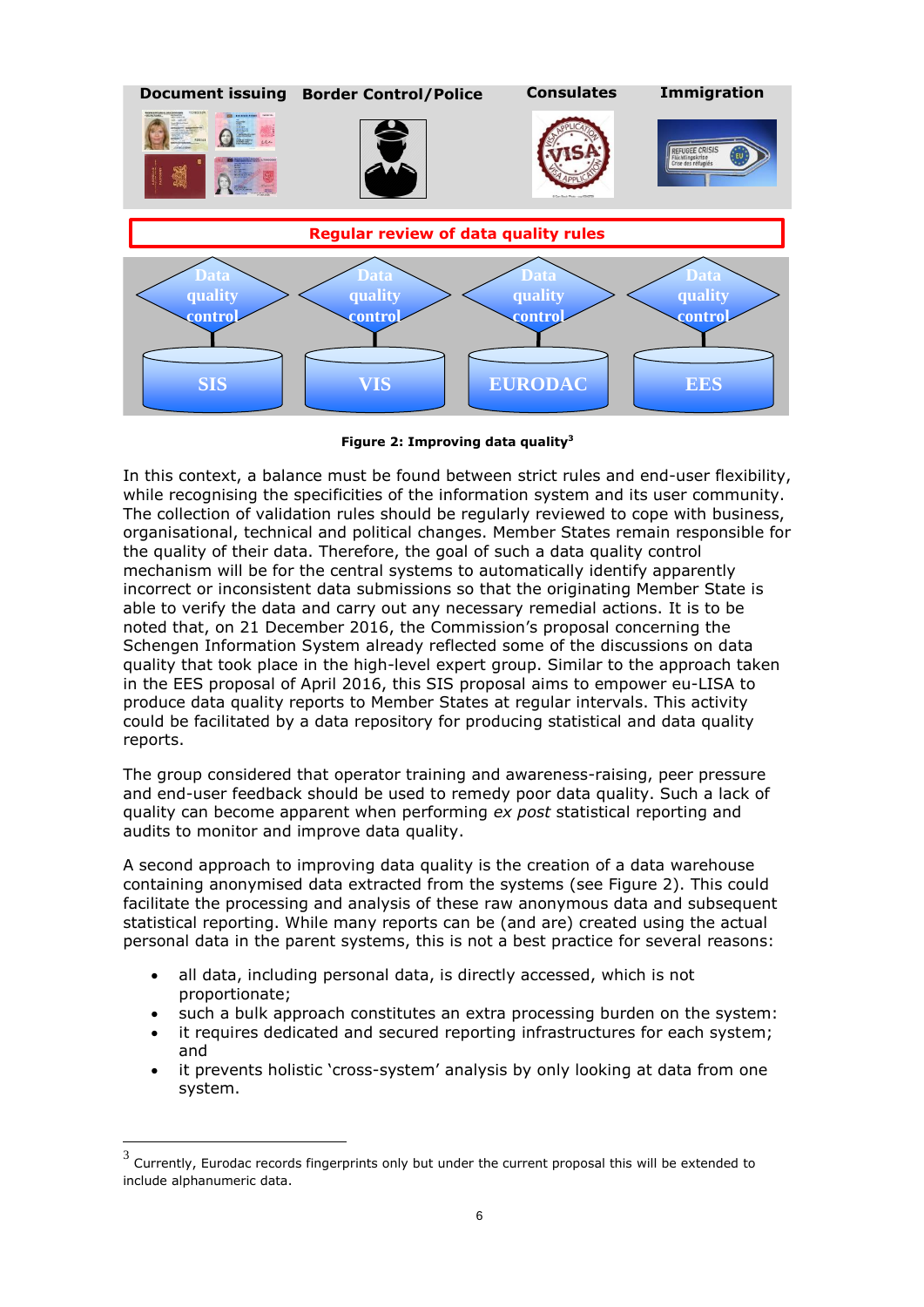Document issuing Border Control/Police Consulates Immigration

Regular review of data quality rules

Data quality control → SIS

Data quality control → VIS

Data quality control → EURODAC

Data quality control → EES

**Figure 2: Improving data quality[3]**

In this context, a balance must be found between strict rules and end-user flexibility, while recognising the specificities of the information system and its user community. The collection of validation rules should be regularly reviewed to cope with business, organisational, technical and political changes. Member States remain responsible for the quality of their data. Therefore, the goal of such a data quality control mechanism will be for the central systems to automatically identify apparently incorrect or inconsistent data submissions so that the originating Member State is able to verify the data and carry out any necessary remedial actions. It is to be noted that, on 21 December 2016, the Commission's proposal concerning the Schengen Information System already reflected some of the discussions on data quality that took place in the high-level expert group. Similar to the approach taken in the EES proposal of April 2016, this SIS proposal aims to empower eu-LISA to produce data quality reports to Member States at regular intervals. This activity could be facilitated by a data repository for producing statistical and data quality reports.

The group considered that operator training and awareness-raising, peer pressure and end-user feedback should be used to remedy poor data quality. Such a lack of quality can become apparent when performing *ex post* statistical reporting and audits to monitor and improve data quality.

A second approach to improving data quality is the creation of a data warehouse containing anonymised data extracted from the systems (see Figure 2). This could facilitate the processing and analysis of these raw anonymous data and subsequent statistical reporting. While many reports can be (and are) created using the actual personal data in the parent systems, this is not a best practice for several reasons:

- all data, including personal data, is directly accessed, which is not proportionate;
- such a bulk approach constitutes an extra processing burden on the system:
- it requires dedicated and secured reporting infrastructures for each system; and
- it prevents holistic 'cross-system' analysis by only looking at data from one system.

---

[3] Currently, Eurodac records fingerprints only but under the current proposal this will be extended to include alphanumeric data.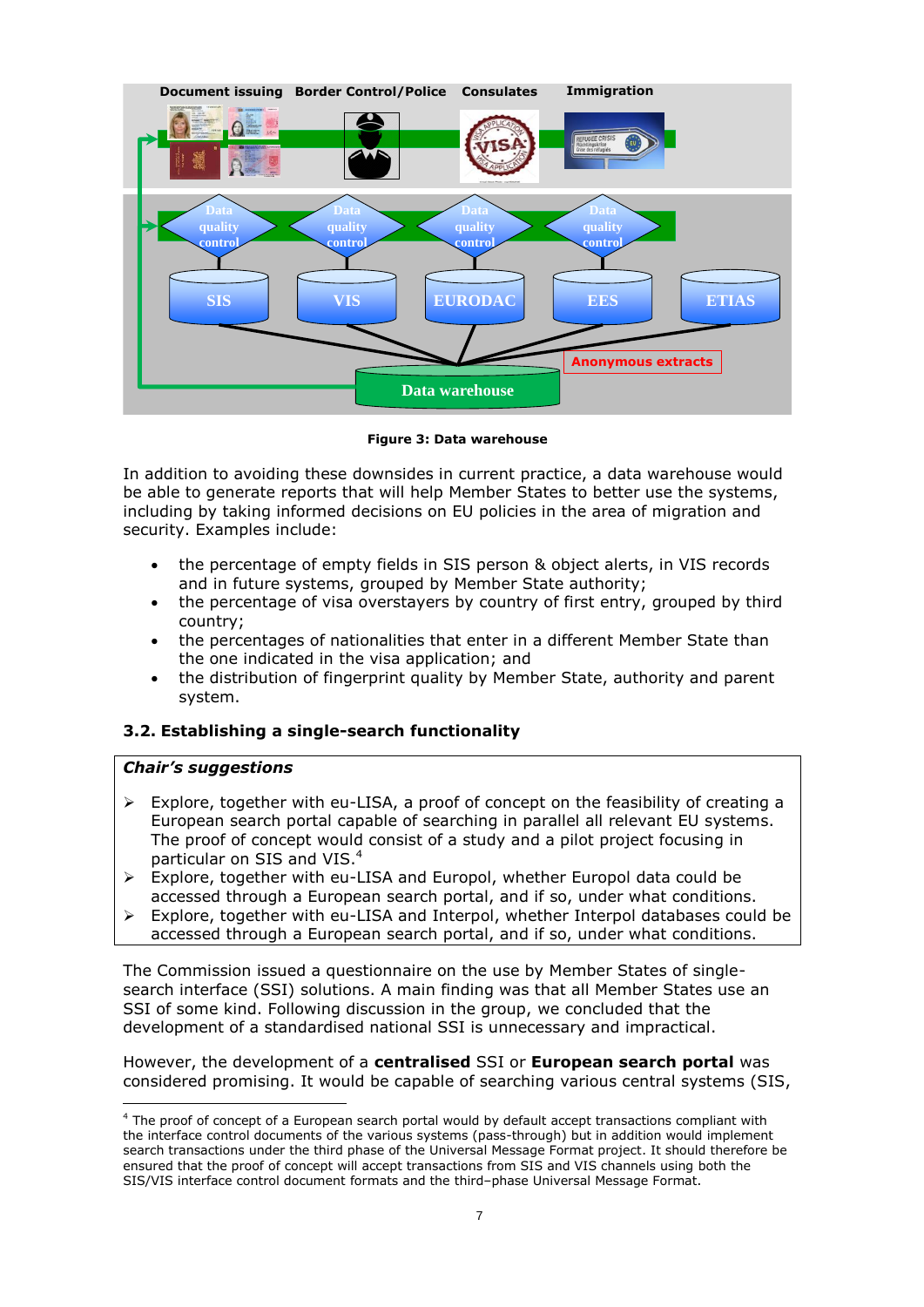**Figure 3: Data warehouse**

In addition to avoiding these downsides in current practice, a data warehouse would be able to generate reports that will help Member States to better use the systems, including by taking informed decisions on EU policies in the area of migration and security. Examples include:

- the percentage of empty fields in SIS person & object alerts, in VIS records and in future systems, grouped by Member State authority;
- the percentage of visa overstayers by country of first entry, grouped by third country;
- the percentages of nationalities that enter in a different Member State than the one indicated in the visa application; and
- the distribution of fingerprint quality by Member State, authority and parent system.

### 3.2. Establishing a single-search functionality

***Chair's suggestions***

- ➢ Explore, together with eu-LISA, a proof of concept on the feasibility of creating a European search portal capable of searching in parallel all relevant EU systems. The proof of concept would consist of a study and a pilot project focusing in particular on SIS and VIS.[4]
- ➢ Explore, together with eu-LISA and Europol, whether Europol data could be accessed through a European search portal, and if so, under what conditions.
- ➢ Explore, together with eu-LISA and Interpol, whether Interpol databases could be accessed through a European search portal, and if so, under what conditions.

The Commission issued a questionnaire on the use by Member States of single-search interface (SSI) solutions. A main finding was that all Member States use an SSI of some kind. Following discussion in the group, we concluded that the development of a standardised national SSI is unnecessary and impractical.

However, the development of a **centralised** SSI or **European search portal** was considered promising. It would be capable of searching various central systems (SIS,

[4] The proof of concept of a European search portal would by default accept transactions compliant with the interface control documents of the various systems (pass-through) but in addition would implement search transactions under the third phase of the Universal Message Format project. It should therefore be ensured that the proof of concept will accept transactions from SIS and VIS channels using both the SIS/VIS interface control document formats and the third–phase Universal Message Format.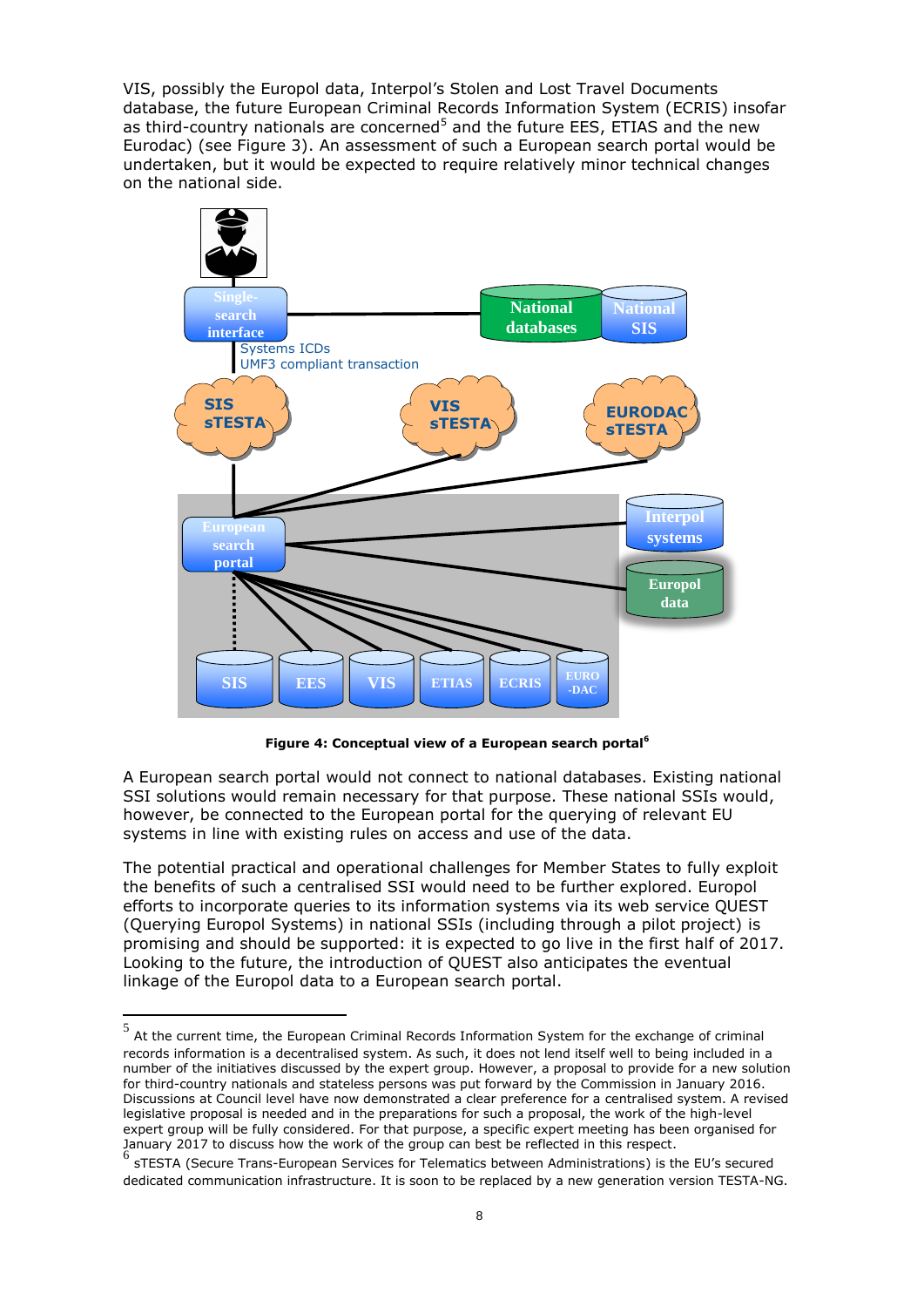VIS, possibly the Europol data, Interpol's Stolen and Lost Travel Documents database, the future European Criminal Records Information System (ECRIS) insofar as third-country nationals are concerned[5] and the future EES, ETIAS and the new Eurodac) (see Figure 3). An assessment of such a European search portal would be undertaken, but it would be expected to require relatively minor technical changes on the national side.

**Figure 4: Conceptual view of a European search portal[6]**

A European search portal would not connect to national databases. Existing national SSI solutions would remain necessary for that purpose. These national SSIs would, however, be connected to the European portal for the querying of relevant EU systems in line with existing rules on access and use of the data.

The potential practical and operational challenges for Member States to fully exploit the benefits of such a centralised SSI would need to be further explored. Europol efforts to incorporate queries to its information systems via its web service QUEST (Querying Europol Systems) in national SSIs (including through a pilot project) is promising and should be supported: it is expected to go live in the first half of 2017. Looking to the future, the introduction of QUEST also anticipates the eventual linkage of the Europol data to a European search portal.

---

[5] At the current time, the European Criminal Records Information System for the exchange of criminal records information is a decentralised system. As such, it does not lend itself well to being included in a number of the initiatives discussed by the expert group. However, a proposal to provide for a new solution for third-country nationals and stateless persons was put forward by the Commission in January 2016. Discussions at Council level have now demonstrated a clear preference for a centralised system. A revised legislative proposal is needed and in the preparations for such a proposal, the work of the high-level expert group will be fully considered. For that purpose, a specific expert meeting has been organised for January 2017 to discuss how the work of the group can best be reflected in this respect.

[6] sTESTA (Secure Trans-European Services for Telematics between Administrations) is the EU's secured dedicated communication infrastructure. It is soon to be replaced by a new generation version TESTA-NG.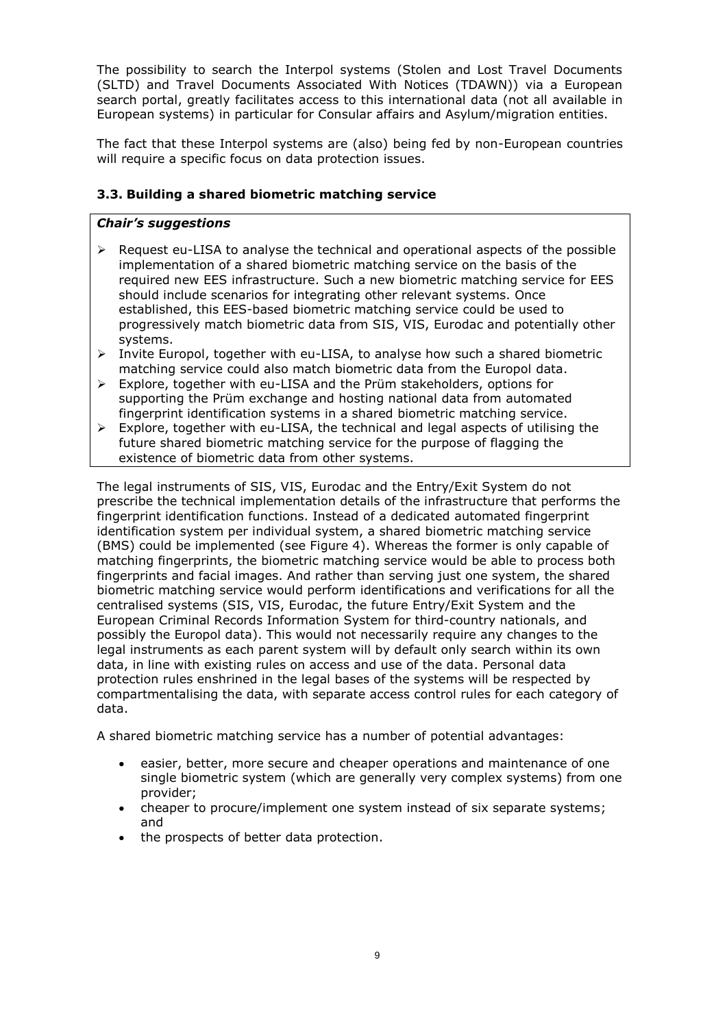The possibility to search the Interpol systems (Stolen and Lost Travel Documents (SLTD) and Travel Documents Associated With Notices (TDAWN)) via a European search portal, greatly facilitates access to this international data (not all available in European systems) in particular for Consular affairs and Asylum/migration entities.

The fact that these Interpol systems are (also) being fed by non-European countries will require a specific focus on data protection issues.

### 3.3. Building a shared biometric matching service

***Chair's suggestions***

- Request eu-LISA to analyse the technical and operational aspects of the possible implementation of a shared biometric matching service on the basis of the required new EES infrastructure. Such a new biometric matching service for EES should include scenarios for integrating other relevant systems. Once established, this EES-based biometric matching service could be used to progressively match biometric data from SIS, VIS, Eurodac and potentially other systems.
- Invite Europol, together with eu-LISA, to analyse how such a shared biometric matching service could also match biometric data from the Europol data.
- Explore, together with eu-LISA and the Prüm stakeholders, options for supporting the Prüm exchange and hosting national data from automated fingerprint identification systems in a shared biometric matching service.
- Explore, together with eu-LISA, the technical and legal aspects of utilising the future shared biometric matching service for the purpose of flagging the existence of biometric data from other systems.

The legal instruments of SIS, VIS, Eurodac and the Entry/Exit System do not prescribe the technical implementation details of the infrastructure that performs the fingerprint identification functions. Instead of a dedicated automated fingerprint identification system per individual system, a shared biometric matching service (BMS) could be implemented (see Figure 4). Whereas the former is only capable of matching fingerprints, the biometric matching service would be able to process both fingerprints and facial images. And rather than serving just one system, the shared biometric matching service would perform identifications and verifications for all the centralised systems (SIS, VIS, Eurodac, the future Entry/Exit System and the European Criminal Records Information System for third-country nationals, and possibly the Europol data). This would not necessarily require any changes to the legal instruments as each parent system will by default only search within its own data, in line with existing rules on access and use of the data. Personal data protection rules enshrined in the legal bases of the systems will be respected by compartmentalising the data, with separate access control rules for each category of data.

A shared biometric matching service has a number of potential advantages:

- easier, better, more secure and cheaper operations and maintenance of one single biometric system (which are generally very complex systems) from one provider;
- cheaper to procure/implement one system instead of six separate systems; and
- the prospects of better data protection.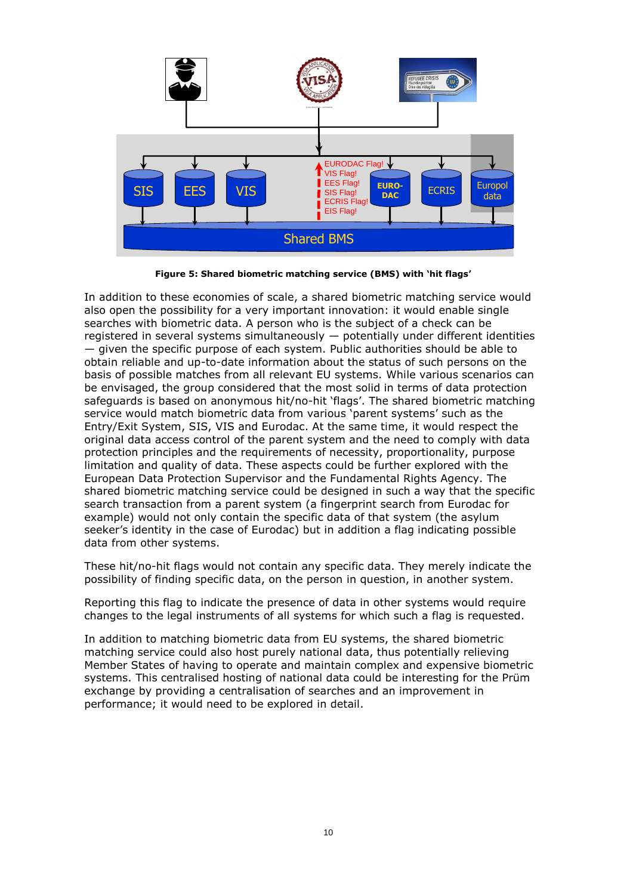**Figure 5: Shared biometric matching service (BMS) with 'hit flags'**

In addition to these economies of scale, a shared biometric matching service would also open the possibility for a very important innovation: it would enable single searches with biometric data. A person who is the subject of a check can be registered in several systems simultaneously — potentially under different identities — given the specific purpose of each system. Public authorities should be able to obtain reliable and up-to-date information about the status of such persons on the basis of possible matches from all relevant EU systems. While various scenarios can be envisaged, the group considered that the most solid in terms of data protection safeguards is based on anonymous hit/no-hit 'flags'. The shared biometric matching service would match biometric data from various 'parent systems' such as the Entry/Exit System, SIS, VIS and Eurodac. At the same time, it would respect the original data access control of the parent system and the need to comply with data protection principles and the requirements of necessity, proportionality, purpose limitation and quality of data. These aspects could be further explored with the European Data Protection Supervisor and the Fundamental Rights Agency. The shared biometric matching service could be designed in such a way that the specific search transaction from a parent system (a fingerprint search from Eurodac for example) would not only contain the specific data of that system (the asylum seeker's identity in the case of Eurodac) but in addition a flag indicating possible data from other systems.

These hit/no-hit flags would not contain any specific data. They merely indicate the possibility of finding specific data, on the person in question, in another system.

Reporting this flag to indicate the presence of data in other systems would require changes to the legal instruments of all systems for which such a flag is requested.

In addition to matching biometric data from EU systems, the shared biometric matching service could also host purely national data, thus potentially relieving Member States of having to operate and maintain complex and expensive biometric systems. This centralised hosting of national data could be interesting for the Prüm exchange by providing a centralisation of searches and an improvement in performance; it would need to be explored in detail.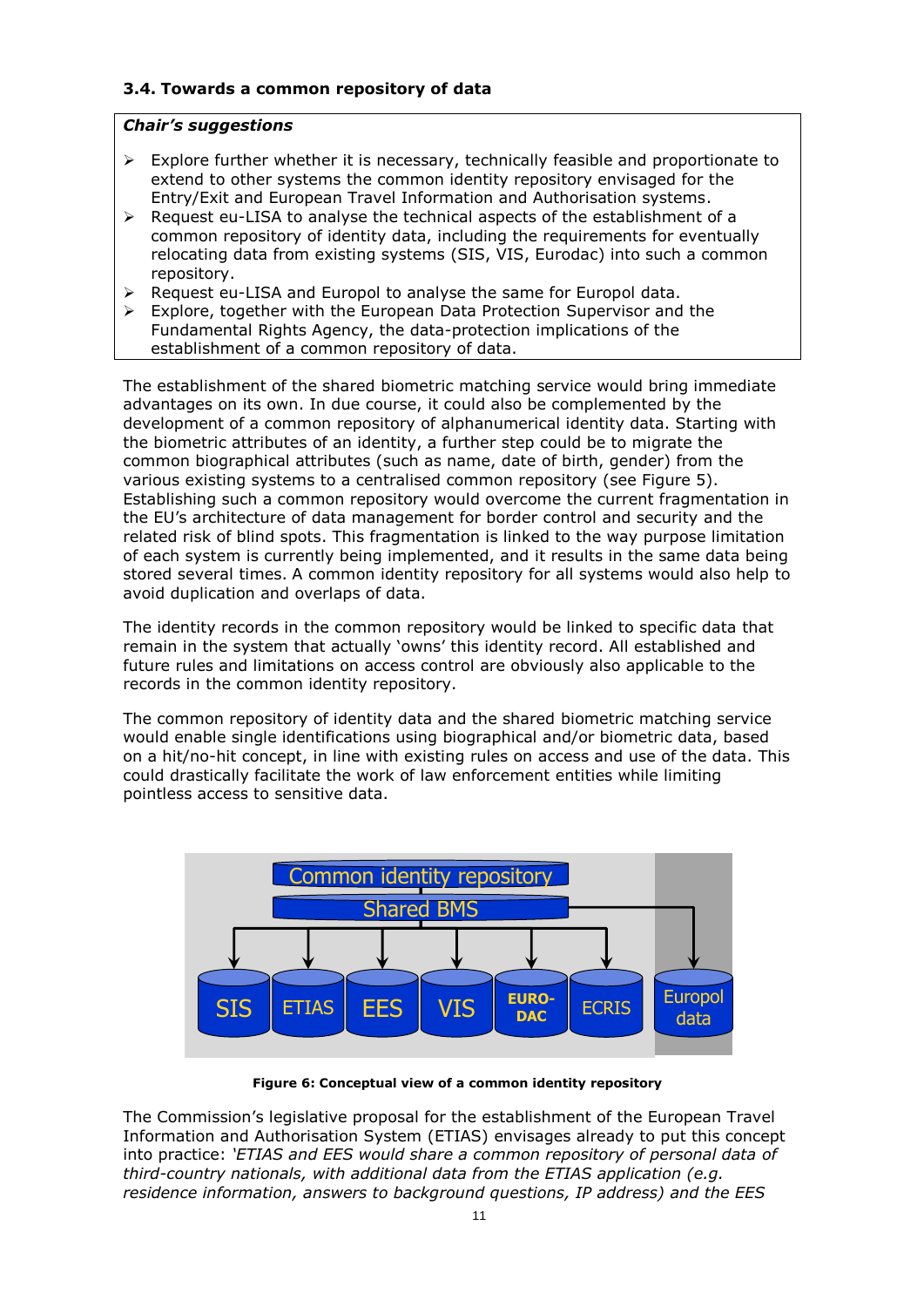### 3.4. Towards a common repository of data

***Chair's suggestions***

- Explore further whether it is necessary, technically feasible and proportionate to extend to other systems the common identity repository envisaged for the Entry/Exit and European Travel Information and Authorisation systems.
- Request eu-LISA to analyse the technical aspects of the establishment of a common repository of identity data, including the requirements for eventually relocating data from existing systems (SIS, VIS, Eurodac) into such a common repository.
- Request eu-LISA and Europol to analyse the same for Europol data.
- Explore, together with the European Data Protection Supervisor and the Fundamental Rights Agency, the data-protection implications of the establishment of a common repository of data.

The establishment of the shared biometric matching service would bring immediate advantages on its own. In due course, it could also be complemented by the development of a common repository of alphanumerical identity data. Starting with the biometric attributes of an identity, a further step could be to migrate the common biographical attributes (such as name, date of birth, gender) from the various existing systems to a centralised common repository (see Figure 5). Establishing such a common repository would overcome the current fragmentation in the EU's architecture of data management for border control and security and the related risk of blind spots. This fragmentation is linked to the way purpose limitation of each system is currently being implemented, and it results in the same data being stored several times. A common identity repository for all systems would also help to avoid duplication and overlaps of data.

The identity records in the common repository would be linked to specific data that remain in the system that actually 'owns' this identity record. All established and future rules and limitations on access control are obviously also applicable to the records in the common identity repository.

The common repository of identity data and the shared biometric matching service would enable single identifications using biographical and/or biometric data, based on a hit/no-hit concept, in line with existing rules on access and use of the data. This could drastically facilitate the work of law enforcement entities while limiting pointless access to sensitive data.

**Figure 6: Conceptual view of a common identity repository**

The Commission's legislative proposal for the establishment of the European Travel Information and Authorisation System (ETIAS) envisages already to put this concept into practice: *'ETIAS and EES would share a common repository of personal data of third-country nationals, with additional data from the ETIAS application (e.g. residence information, answers to background questions, IP address) and the EES*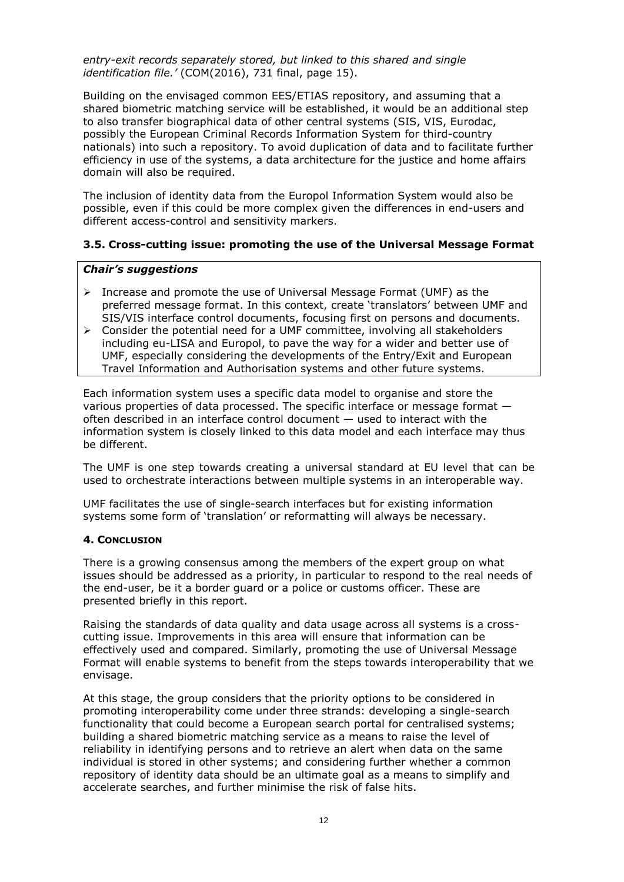*entry-exit records separately stored, but linked to this shared and single identification file.'* (COM(2016), 731 final, page 15).

Building on the envisaged common EES/ETIAS repository, and assuming that a shared biometric matching service will be established, it would be an additional step to also transfer biographical data of other central systems (SIS, VIS, Eurodac, possibly the European Criminal Records Information System for third-country nationals) into such a repository. To avoid duplication of data and to facilitate further efficiency in use of the systems, a data architecture for the justice and home affairs domain will also be required.

The inclusion of identity data from the Europol Information System would also be possible, even if this could be more complex given the differences in end-users and different access-control and sensitivity markers.

### 3.5. Cross-cutting issue: promoting the use of the Universal Message Format

***Chair's suggestions***

- Increase and promote the use of Universal Message Format (UMF) as the preferred message format. In this context, create 'translators' between UMF and SIS/VIS interface control documents, focusing first on persons and documents.
- Consider the potential need for a UMF committee, involving all stakeholders including eu-LISA and Europol, to pave the way for a wider and better use of UMF, especially considering the developments of the Entry/Exit and European Travel Information and Authorisation systems and other future systems.

Each information system uses a specific data model to organise and store the various properties of data processed. The specific interface or message format — often described in an interface control document — used to interact with the information system is closely linked to this data model and each interface may thus be different.

The UMF is one step towards creating a universal standard at EU level that can be used to orchestrate interactions between multiple systems in an interoperable way.

UMF facilitates the use of single-search interfaces but for existing information systems some form of 'translation' or reformatting will always be necessary.

## 4. Conclusion

There is a growing consensus among the members of the expert group on what issues should be addressed as a priority, in particular to respond to the real needs of the end-user, be it a border guard or a police or customs officer. These are presented briefly in this report.

Raising the standards of data quality and data usage across all systems is a cross-cutting issue. Improvements in this area will ensure that information can be effectively used and compared. Similarly, promoting the use of Universal Message Format will enable systems to benefit from the steps towards interoperability that we envisage.

At this stage, the group considers that the priority options to be considered in promoting interoperability come under three strands: developing a single-search functionality that could become a European search portal for centralised systems; building a shared biometric matching service as a means to raise the level of reliability in identifying persons and to retrieve an alert when data on the same individual is stored in other systems; and considering further whether a common repository of identity data should be an ultimate goal as a means to simplify and accelerate searches, and further minimise the risk of false hits.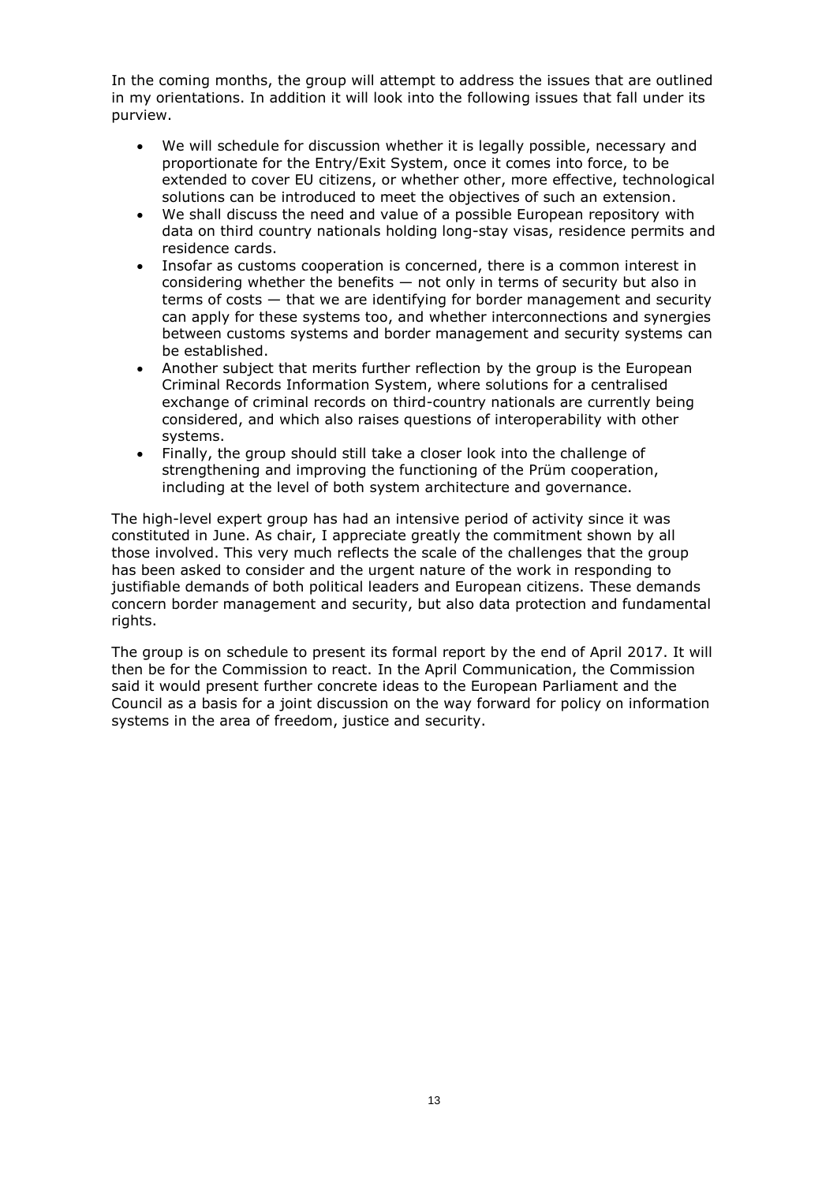In the coming months, the group will attempt to address the issues that are outlined in my orientations. In addition it will look into the following issues that fall under its purview.

- We will schedule for discussion whether it is legally possible, necessary and proportionate for the Entry/Exit System, once it comes into force, to be extended to cover EU citizens, or whether other, more effective, technological solutions can be introduced to meet the objectives of such an extension.
- We shall discuss the need and value of a possible European repository with data on third country nationals holding long-stay visas, residence permits and residence cards.
- Insofar as customs cooperation is concerned, there is a common interest in considering whether the benefits — not only in terms of security but also in terms of costs — that we are identifying for border management and security can apply for these systems too, and whether interconnections and synergies between customs systems and border management and security systems can be established.
- Another subject that merits further reflection by the group is the European Criminal Records Information System, where solutions for a centralised exchange of criminal records on third-country nationals are currently being considered, and which also raises questions of interoperability with other systems.
- Finally, the group should still take a closer look into the challenge of strengthening and improving the functioning of the Prüm cooperation, including at the level of both system architecture and governance.

The high-level expert group has had an intensive period of activity since it was constituted in June. As chair, I appreciate greatly the commitment shown by all those involved. This very much reflects the scale of the challenges that the group has been asked to consider and the urgent nature of the work in responding to justifiable demands of both political leaders and European citizens. These demands concern border management and security, but also data protection and fundamental rights.

The group is on schedule to present its formal report by the end of April 2017. It will then be for the Commission to react. In the April Communication, the Commission said it would present further concrete ideas to the European Parliament and the Council as a basis for a joint discussion on the way forward for policy on information systems in the area of freedom, justice and security.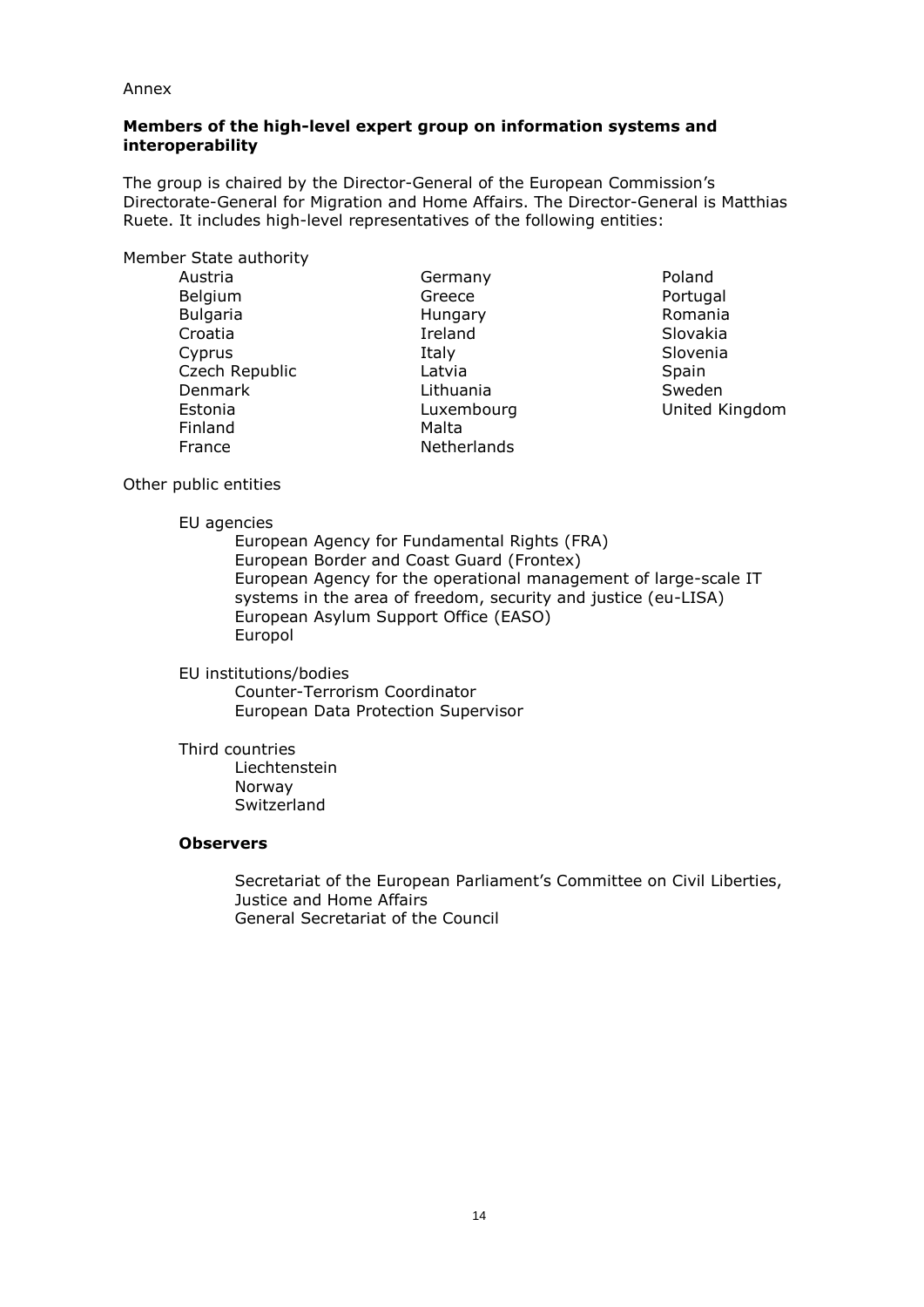Annex

**Members of the high-level expert group on information systems and interoperability**

The group is chaired by the Director-General of the European Commission's Directorate-General for Migration and Home Affairs. The Director-General is Matthias Ruete. It includes high-level representatives of the following entities:

Member State authority

- Austria
- Belgium
- Bulgaria
- Croatia
- Cyprus
- Czech Republic
- Denmark
- Estonia
- Finland
- France
- Germany
- Greece
- Hungary
- Ireland
- Italy
- Latvia
- Lithuania
- Luxembourg
- Malta
- Netherlands
- Poland
- Portugal
- Romania
- Slovakia
- Slovenia
- Spain
- Sweden
- United Kingdom

Other public entities

EU agencies
- European Agency for Fundamental Rights (FRA)
- European Border and Coast Guard (Frontex)
- European Agency for the operational management of large-scale IT systems in the area of freedom, security and justice (eu-LISA)
- European Asylum Support Office (EASO)
- Europol

EU institutions/bodies
- Counter-Terrorism Coordinator
- European Data Protection Supervisor

Third countries
- Liechtenstein
- Norway
- Switzerland

**Observers**

- Secretariat of the European Parliament's Committee on Civil Liberties, Justice and Home Affairs
- General Secretariat of the Council